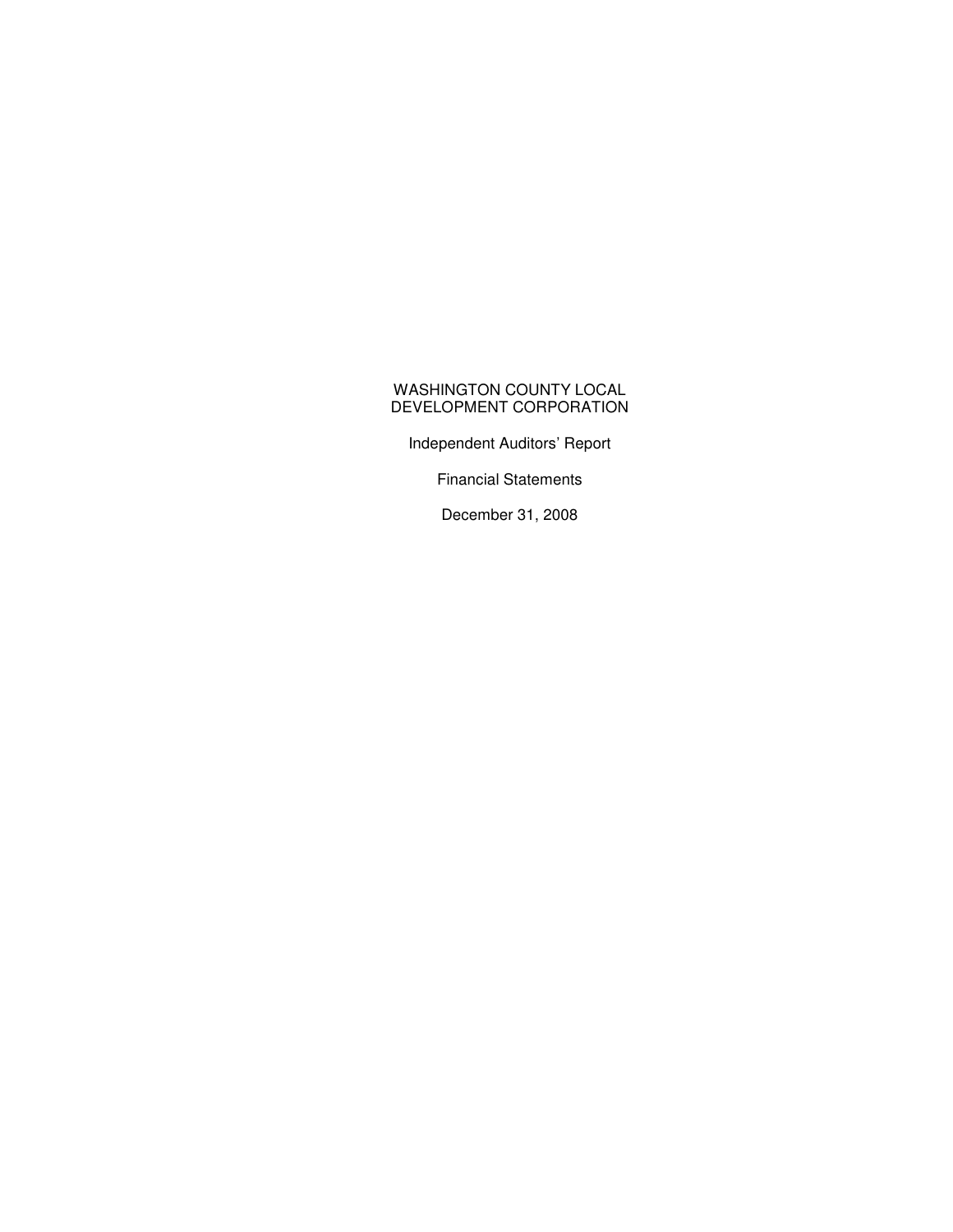# WASHINGTON COUNTY LOCAL DEVELOPMENT CORPORATION

Independent Auditors' Report

Financial Statements

December 31, 2008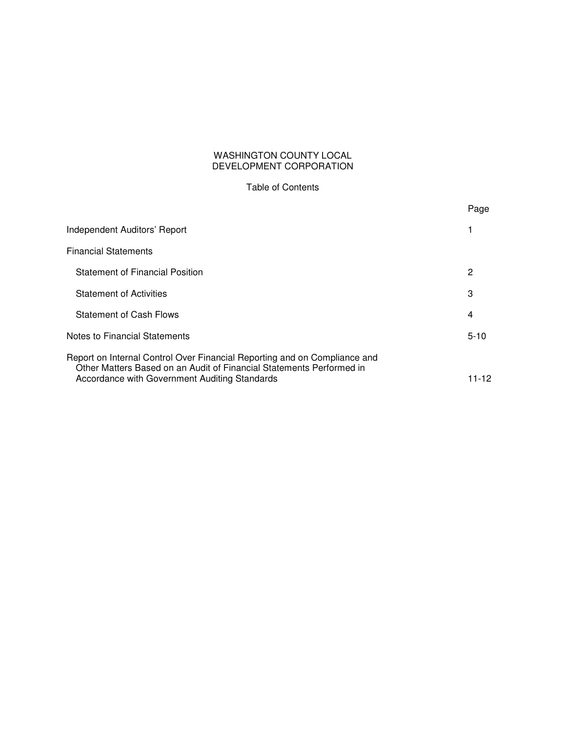# WASHINGTON COUNTY LOCAL DEVELOPMENT CORPORATION

## Table of Contents

| | Page |
|---|---|
| Independent Auditors' Report | 1 |
| Financial Statements | |
| Statement of Financial Position | 2 |
| Statement of Activities | 3 |
| Statement of Cash Flows | 4 |
| Notes to Financial Statements | 5-10 |
| Report on Internal Control Over Financial Reporting and on Compliance and Other Matters Based on an Audit of Financial Statements Performed in Accordance with Government Auditing Standards | 11-12 |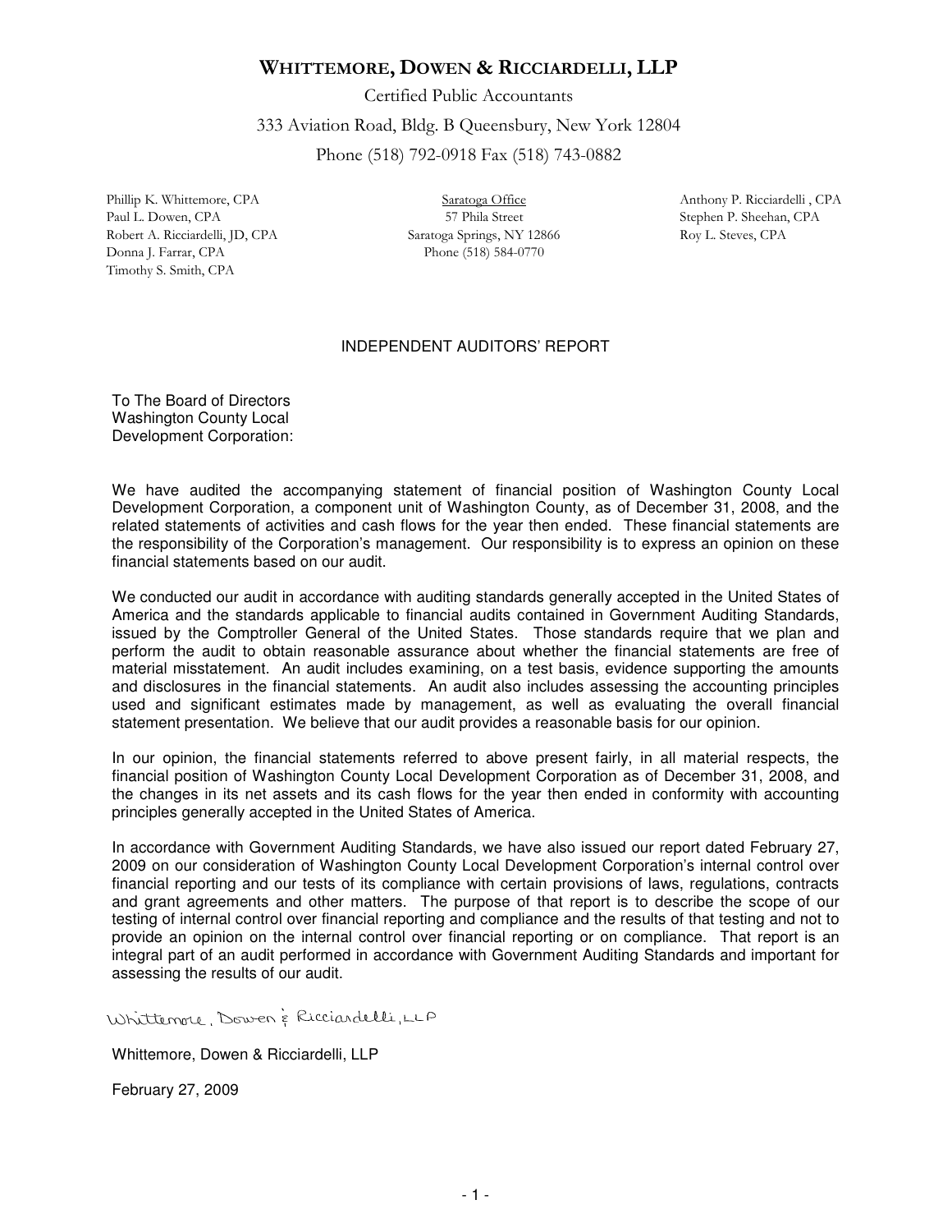# WHITTEMORE, DOWEN & RICCIARDELLI, LLP

Certified Public Accountants

333 Aviation Road, Bldg. B Queensbury, New York 12804

Phone (518) 792-0918 Fax (518) 743-0882

Phillip K. Whittemore, CPA
Paul L. Dowen, CPA
Robert A. Ricciardelli, JD, CPA
Donna J. Farrar, CPA
Timothy S. Smith, CPA

Saratoga Office
57 Phila Street
Saratoga Springs, NY 12866
Phone (518) 584-0770

Anthony P. Ricciardelli , CPA
Stephen P. Sheehan, CPA
Roy L. Steves, CPA

## INDEPENDENT AUDITORS' REPORT

To The Board of Directors
Washington County Local
Development Corporation:

We have audited the accompanying statement of financial position of Washington County Local Development Corporation, a component unit of Washington County, as of December 31, 2008, and the related statements of activities and cash flows for the year then ended. These financial statements are the responsibility of the Corporation's management. Our responsibility is to express an opinion on these financial statements based on our audit.

We conducted our audit in accordance with auditing standards generally accepted in the United States of America and the standards applicable to financial audits contained in Government Auditing Standards, issued by the Comptroller General of the United States. Those standards require that we plan and perform the audit to obtain reasonable assurance about whether the financial statements are free of material misstatement. An audit includes examining, on a test basis, evidence supporting the amounts and disclosures in the financial statements. An audit also includes assessing the accounting principles used and significant estimates made by management, as well as evaluating the overall financial statement presentation. We believe that our audit provides a reasonable basis for our opinion.

In our opinion, the financial statements referred to above present fairly, in all material respects, the financial position of Washington County Local Development Corporation as of December 31, 2008, and the changes in its net assets and its cash flows for the year then ended in conformity with accounting principles generally accepted in the United States of America.

In accordance with Government Auditing Standards, we have also issued our report dated February 27, 2009 on our consideration of Washington County Local Development Corporation's internal control over financial reporting and our tests of its compliance with certain provisions of laws, regulations, contracts and grant agreements and other matters. The purpose of that report is to describe the scope of our testing of internal control over financial reporting and compliance and the results of that testing and not to provide an opinion on the internal control over financial reporting or on compliance. That report is an integral part of an audit performed in accordance with Government Auditing Standards and important for assessing the results of our audit.

Whittemore, Dowen & Ricciardelli, LLP

Whittemore, Dowen & Ricciardelli, LLP

February 27, 2009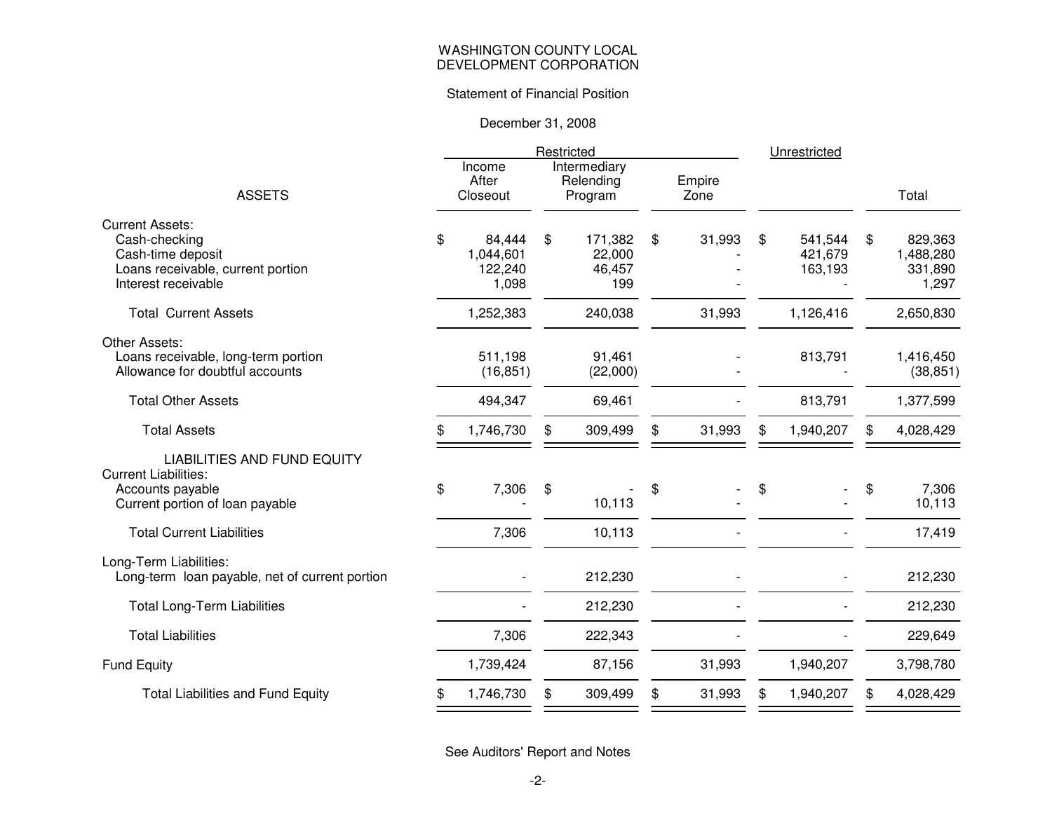# WASHINGTON COUNTY LOCAL DEVELOPMENT CORPORATION

## Statement of Financial Position

December 31, 2008

| | Restricted | | | Unrestricted | |
|---|---|---|---|---|---|
| **ASSETS** | Income After Closeout | Intermediary Relending Program | Empire Zone | | Total |
| Current Assets: | | | | | |
| Cash-checking | $ 84,444 | $ 171,382 | $ 31,993 | $ 541,544 | $ 829,363 |
| Cash-time deposit | 1,044,601 | 22,000 | - | 421,679 | 1,488,280 |
| Loans receivable, current portion | 122,240 | 46,457 | - | 163,193 | 331,890 |
| Interest receivable | 1,098 | 199 | - | - | 1,297 |
| Total Current Assets | 1,252,383 | 240,038 | 31,993 | 1,126,416 | 2,650,830 |
| Other Assets: | | | | | |
| Loans receivable, long-term portion | 511,198 | 91,461 | - | 813,791 | 1,416,450 |
| Allowance for doubtful accounts | (16,851) | (22,000) | - | - | (38,851) |
| Total Other Assets | 494,347 | 69,461 | - | 813,791 | 1,377,599 |
| Total Assets | $ 1,746,730 | $ 309,499 | $ 31,993 | $ 1,940,207 | $ 4,028,429 |
| **LIABILITIES AND FUND EQUITY** | | | | | |
| Current Liabilities: | | | | | |
| Accounts payable | $ 7,306 | $ - | $ - | $ - | $ 7,306 |
| Current portion of loan payable | - | 10,113 | - | - | 10,113 |
| Total Current Liabilities | 7,306 | 10,113 | - | - | 17,419 |
| Long-Term Liabilities: | | | | | |
| Long-term loan payable, net of current portion | - | 212,230 | - | - | 212,230 |
| Total Long-Term Liabilities | - | 212,230 | - | - | 212,230 |
| Total Liabilities | 7,306 | 222,343 | - | - | 229,649 |
| Fund Equity | 1,739,424 | 87,156 | 31,993 | 1,940,207 | 3,798,780 |
| Total Liabilities and Fund Equity | $ 1,746,730 | $ 309,499 | $ 31,993 | $ 1,940,207 | $ 4,028,429 |

See Auditors' Report and Notes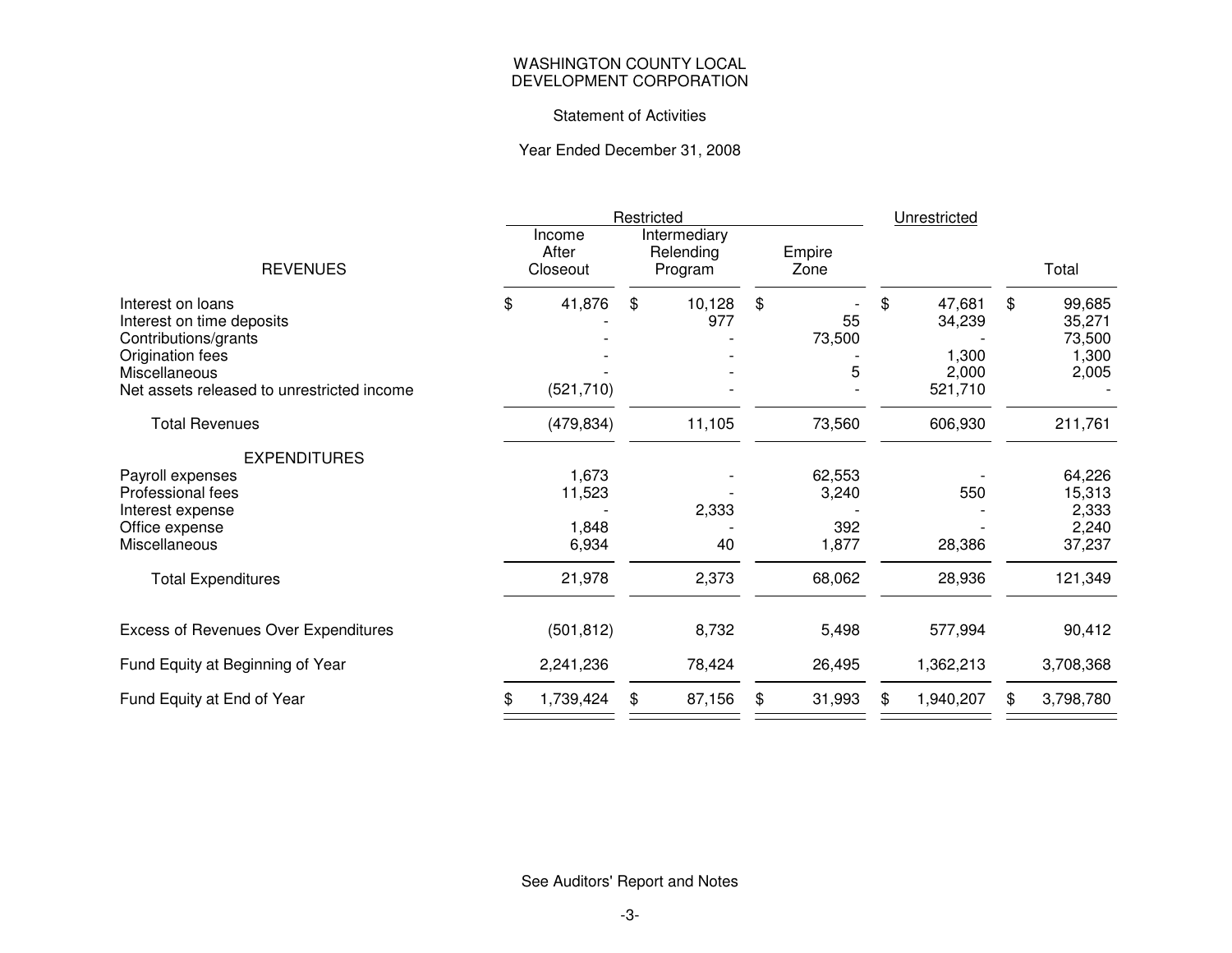# WASHINGTON COUNTY LOCAL DEVELOPMENT CORPORATION

## Statement of Activities

### Year Ended December 31, 2008

| | Restricted | | | Unrestricted | |
|---|---|---|---|---|---|
| **REVENUES** | Income After Closeout | Intermediary Relending Program | Empire Zone | | Total |
| Interest on loans | $ 41,876 | $ 10,128 | $ - | $ 47,681 | $ 99,685 |
| Interest on time deposits | - | 977 | 55 | 34,239 | 35,271 |
| Contributions/grants | - | - | 73,500 | - | 73,500 |
| Origination fees | - | - | - | 1,300 | 1,300 |
| Miscellaneous | - | - | 5 | 2,000 | 2,005 |
| Net assets released to unrestricted income | (521,710) | - | - | 521,710 | - |
| Total Revenues | (479,834) | 11,105 | 73,560 | 606,930 | 211,761 |
| **EXPENDITURES** | | | | | |
| Payroll expenses | 1,673 | - | 62,553 | - | 64,226 |
| Professional fees | 11,523 | - | 3,240 | 550 | 15,313 |
| Interest expense | - | 2,333 | - | - | 2,333 |
| Office expense | 1,848 | - | 392 | - | 2,240 |
| Miscellaneous | 6,934 | 40 | 1,877 | 28,386 | 37,237 |
| Total Expenditures | 21,978 | 2,373 | 68,062 | 28,936 | 121,349 |
| Excess of Revenues Over Expenditures | (501,812) | 8,732 | 5,498 | 577,994 | 90,412 |
| Fund Equity at Beginning of Year | 2,241,236 | 78,424 | 26,495 | 1,362,213 | 3,708,368 |
| Fund Equity at End of Year | $ 1,739,424 | $ 87,156 | $ 31,993 | $ 1,940,207 | $ 3,798,780 |

See Auditors' Report and Notes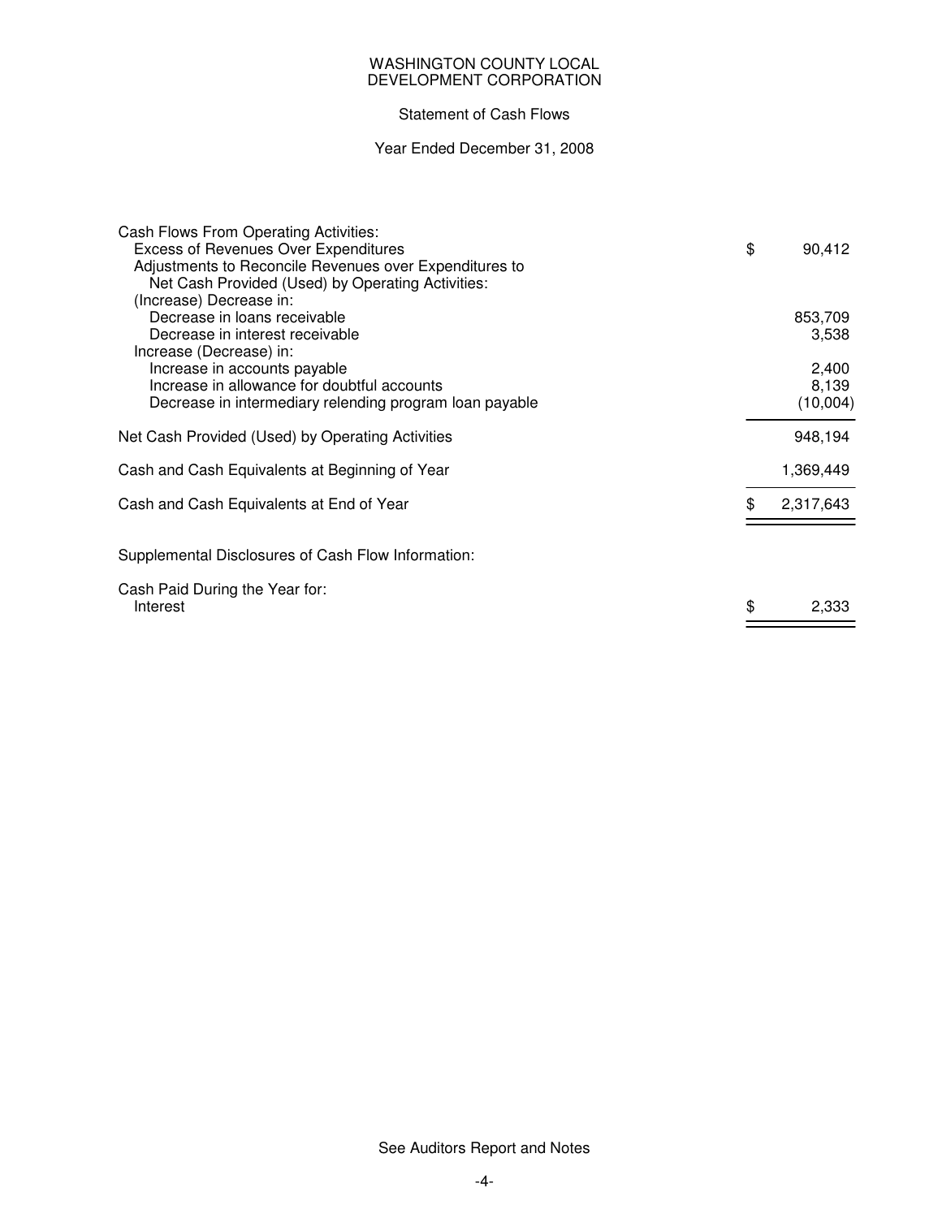# WASHINGTON COUNTY LOCAL DEVELOPMENT CORPORATION

## Statement of Cash Flows

### Year Ended December 31, 2008

| | |
|---|---|
| **Cash Flows From Operating Activities:** | |
| Excess of Revenues Over Expenditures | $ 90,412 |
| Adjustments to Reconcile Revenues over Expenditures to Net Cash Provided (Used) by Operating Activities: | |
| (Increase) Decrease in: | |
| Decrease in loans receivable | 853,709 |
| Decrease in interest receivable | 3,538 |
| Increase (Decrease) in: | |
| Increase in accounts payable | 2,400 |
| Increase in allowance for doubtful accounts | 8,139 |
| Decrease in intermediary relending program loan payable | (10,004) |
| Net Cash Provided (Used) by Operating Activities | 948,194 |
| Cash and Cash Equivalents at Beginning of Year | 1,369,449 |
| Cash and Cash Equivalents at End of Year | $ 2,317,643 |

Supplemental Disclosures of Cash Flow Information:

| | |
|---|---|
| Cash Paid During the Year for: | |
| Interest | $ 2,333 |

See Auditors Report and Notes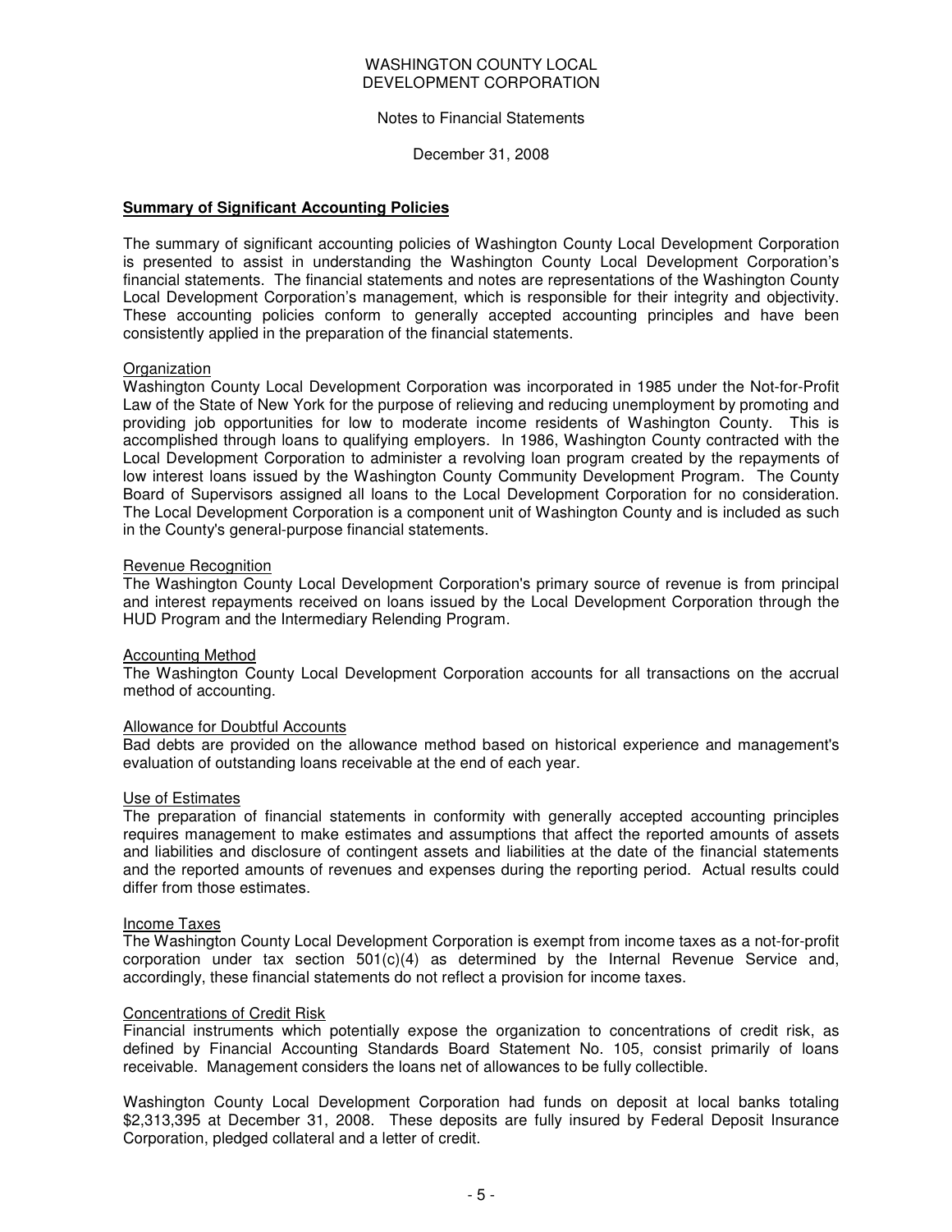WASHINGTON COUNTY LOCAL
DEVELOPMENT CORPORATION

Notes to Financial Statements

December 31, 2008

## Summary of Significant Accounting Policies

The summary of significant accounting policies of Washington County Local Development Corporation is presented to assist in understanding the Washington County Local Development Corporation's financial statements. The financial statements and notes are representations of the Washington County Local Development Corporation's management, which is responsible for their integrity and objectivity. These accounting policies conform to generally accepted accounting principles and have been consistently applied in the preparation of the financial statements.

### Organization

Washington County Local Development Corporation was incorporated in 1985 under the Not-for-Profit Law of the State of New York for the purpose of relieving and reducing unemployment by promoting and providing job opportunities for low to moderate income residents of Washington County. This is accomplished through loans to qualifying employers. In 1986, Washington County contracted with the Local Development Corporation to administer a revolving loan program created by the repayments of low interest loans issued by the Washington County Community Development Program. The County Board of Supervisors assigned all loans to the Local Development Corporation for no consideration. The Local Development Corporation is a component unit of Washington County and is included as such in the County's general-purpose financial statements.

### Revenue Recognition

The Washington County Local Development Corporation's primary source of revenue is from principal and interest repayments received on loans issued by the Local Development Corporation through the HUD Program and the Intermediary Relending Program.

### Accounting Method

The Washington County Local Development Corporation accounts for all transactions on the accrual method of accounting.

### Allowance for Doubtful Accounts

Bad debts are provided on the allowance method based on historical experience and management's evaluation of outstanding loans receivable at the end of each year.

### Use of Estimates

The preparation of financial statements in conformity with generally accepted accounting principles requires management to make estimates and assumptions that affect the reported amounts of assets and liabilities and disclosure of contingent assets and liabilities at the date of the financial statements and the reported amounts of revenues and expenses during the reporting period. Actual results could differ from those estimates.

### Income Taxes

The Washington County Local Development Corporation is exempt from income taxes as a not-for-profit corporation under tax section 501(c)(4) as determined by the Internal Revenue Service and, accordingly, these financial statements do not reflect a provision for income taxes.

### Concentrations of Credit Risk

Financial instruments which potentially expose the organization to concentrations of credit risk, as defined by Financial Accounting Standards Board Statement No. 105, consist primarily of loans receivable. Management considers the loans net of allowances to be fully collectible.

Washington County Local Development Corporation had funds on deposit at local banks totaling $2,313,395 at December 31, 2008. These deposits are fully insured by Federal Deposit Insurance Corporation, pledged collateral and a letter of credit.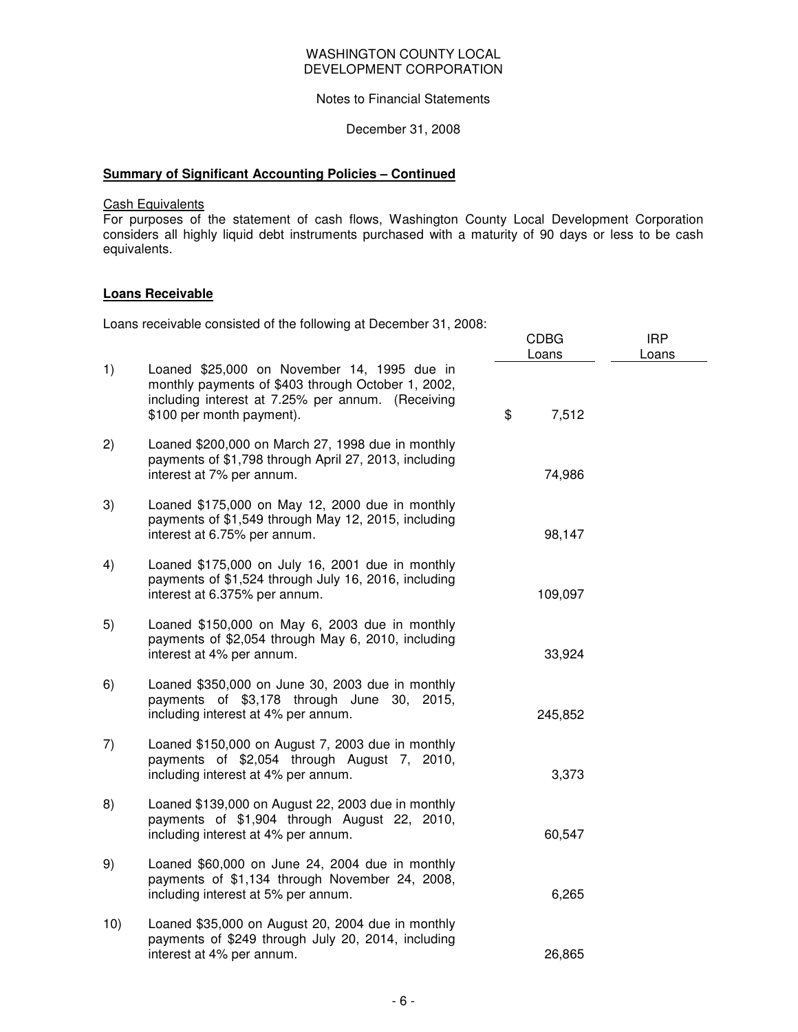WASHINGTON COUNTY LOCAL
DEVELOPMENT CORPORATION

Notes to Financial Statements

December 31, 2008

**Summary of Significant Accounting Policies – Continued**

Cash Equivalents
For purposes of the statement of cash flows, Washington County Local Development Corporation considers all highly liquid debt instruments purchased with a maturity of 90 days or less to be cash equivalents.

**Loans Receivable**

Loans receivable consisted of the following at December 31, 2008:

| | | CDBG Loans | IRP Loans |
|---|---|---|---|
| 1) | Loaned $25,000 on November 14, 1995 due in monthly payments of $403 through October 1, 2002, including interest at 7.25% per annum. (Receiving $100 per month payment). | $ 7,512 | |
| 2) | Loaned $200,000 on March 27, 1998 due in monthly payments of $1,798 through April 27, 2013, including interest at 7% per annum. | 74,986 | |
| 3) | Loaned $175,000 on May 12, 2000 due in monthly payments of $1,549 through May 12, 2015, including interest at 6.75% per annum. | 98,147 | |
| 4) | Loaned $175,000 on July 16, 2001 due in monthly payments of $1,524 through July 16, 2016, including interest at 6.375% per annum. | 109,097 | |
| 5) | Loaned $150,000 on May 6, 2003 due in monthly payments of $2,054 through May 6, 2010, including interest at 4% per annum. | 33,924 | |
| 6) | Loaned $350,000 on June 30, 2003 due in monthly payments of $3,178 through June 30, 2015, including interest at 4% per annum. | 245,852 | |
| 7) | Loaned $150,000 on August 7, 2003 due in monthly payments of $2,054 through August 7, 2010, including interest at 4% per annum. | 3,373 | |
| 8) | Loaned $139,000 on August 22, 2003 due in monthly payments of $1,904 through August 22, 2010, including interest at 4% per annum. | 60,547 | |
| 9) | Loaned $60,000 on June 24, 2004 due in monthly payments of $1,134 through November 24, 2008, including interest at 5% per annum. | 6,265 | |
| 10) | Loaned $35,000 on August 20, 2004 due in monthly payments of $249 through July 20, 2014, including interest at 4% per annum. | 26,865 | |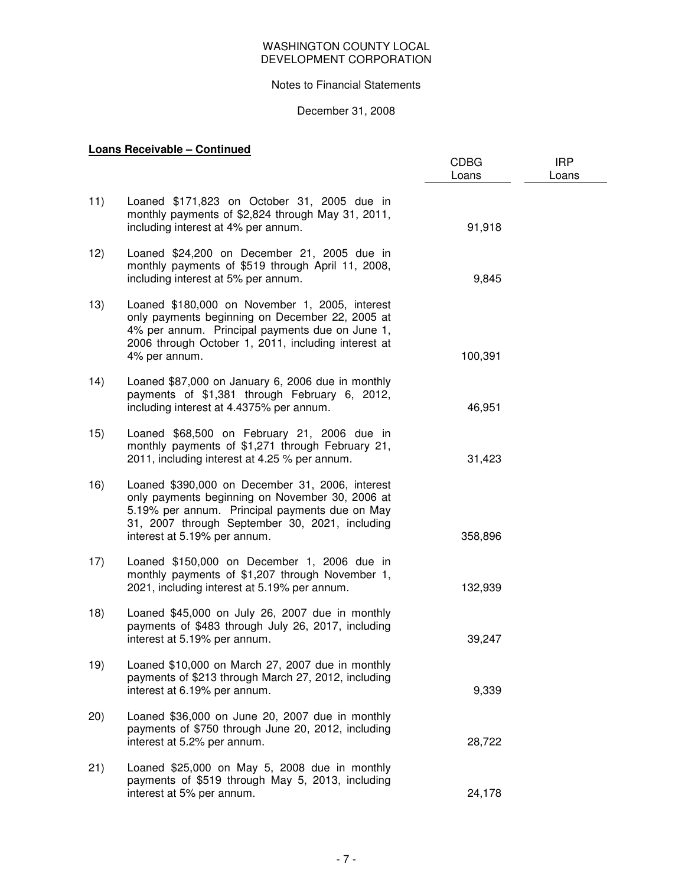WASHINGTON COUNTY LOCAL
DEVELOPMENT CORPORATION

Notes to Financial Statements

December 31, 2008

**Loans Receivable – Continued**

| | | CDBG Loans | IRP Loans |
|---|---|---|---|
| 11) | Loaned $171,823 on October 31, 2005 due in monthly payments of $2,824 through May 31, 2011, including interest at 4% per annum. | 91,918 | |
| 12) | Loaned $24,200 on December 21, 2005 due in monthly payments of $519 through April 11, 2008, including interest at 5% per annum. | 9,845 | |
| 13) | Loaned $180,000 on November 1, 2005, interest only payments beginning on December 22, 2005 at 4% per annum. Principal payments due on June 1, 2006 through October 1, 2011, including interest at 4% per annum. | 100,391 | |
| 14) | Loaned $87,000 on January 6, 2006 due in monthly payments of $1,381 through February 6, 2012, including interest at 4.4375% per annum. | 46,951 | |
| 15) | Loaned $68,500 on February 21, 2006 due in monthly payments of $1,271 through February 21, 2011, including interest at 4.25 % per annum. | 31,423 | |
| 16) | Loaned $390,000 on December 31, 2006, interest only payments beginning on November 30, 2006 at 5.19% per annum. Principal payments due on May 31, 2007 through September 30, 2021, including interest at 5.19% per annum. | 358,896 | |
| 17) | Loaned $150,000 on December 1, 2006 due in monthly payments of $1,207 through November 1, 2021, including interest at 5.19% per annum. | 132,939 | |
| 18) | Loaned $45,000 on July 26, 2007 due in monthly payments of $483 through July 26, 2017, including interest at 5.19% per annum. | 39,247 | |
| 19) | Loaned $10,000 on March 27, 2007 due in monthly payments of $213 through March 27, 2012, including interest at 6.19% per annum. | 9,339 | |
| 20) | Loaned $36,000 on June 20, 2007 due in monthly payments of $750 through June 20, 2012, including interest at 5.2% per annum. | 28,722 | |
| 21) | Loaned $25,000 on May 5, 2008 due in monthly payments of $519 through May 5, 2013, including interest at 5% per annum. | 24,178 | |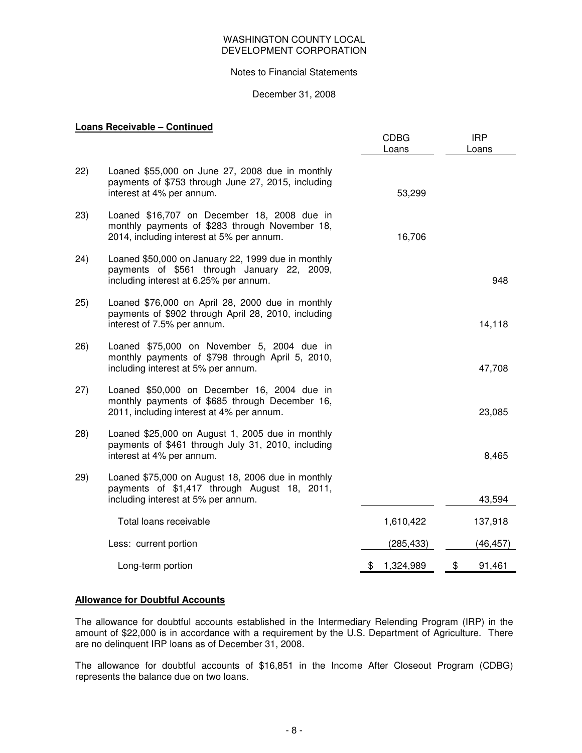WASHINGTON COUNTY LOCAL DEVELOPMENT CORPORATION

Notes to Financial Statements

December 31, 2008

**Loans Receivable – Continued**

| | | CDBG Loans | IRP Loans |
|---|---|---|---|
| 22) | Loaned $55,000 on June 27, 2008 due in monthly payments of $753 through June 27, 2015, including interest at 4% per annum. | 53,299 | |
| 23) | Loaned $16,707 on December 18, 2008 due in monthly payments of $283 through November 18, 2014, including interest at 5% per annum. | 16,706 | |
| 24) | Loaned $50,000 on January 22, 1999 due in monthly payments of $561 through January 22, 2009, including interest at 6.25% per annum. | | 948 |
| 25) | Loaned $76,000 on April 28, 2000 due in monthly payments of $902 through April 28, 2010, including interest of 7.5% per annum. | | 14,118 |
| 26) | Loaned $75,000 on November 5, 2004 due in monthly payments of $798 through April 5, 2010, including interest at 5% per annum. | | 47,708 |
| 27) | Loaned $50,000 on December 16, 2004 due in monthly payments of $685 through December 16, 2011, including interest at 4% per annum. | | 23,085 |
| 28) | Loaned $25,000 on August 1, 2005 due in monthly payments of $461 through July 31, 2010, including interest at 4% per annum. | | 8,465 |
| 29) | Loaned $75,000 on August 18, 2006 due in monthly payments of $1,417 through August 18, 2011, including interest at 5% per annum. | | 43,594 |
| | Total loans receivable | 1,610,422 | 137,918 |
| | Less: current portion | (285,433) | (46,457) |
| | Long-term portion | $ 1,324,989 | $ 91,461 |

**Allowance for Doubtful Accounts**

The allowance for doubtful accounts established in the Intermediary Relending Program (IRP) in the amount of $22,000 is in accordance with a requirement by the U.S. Department of Agriculture. There are no delinquent IRP loans as of December 31, 2008.

The allowance for doubtful accounts of $16,851 in the Income After Closeout Program (CDBG) represents the balance due on two loans.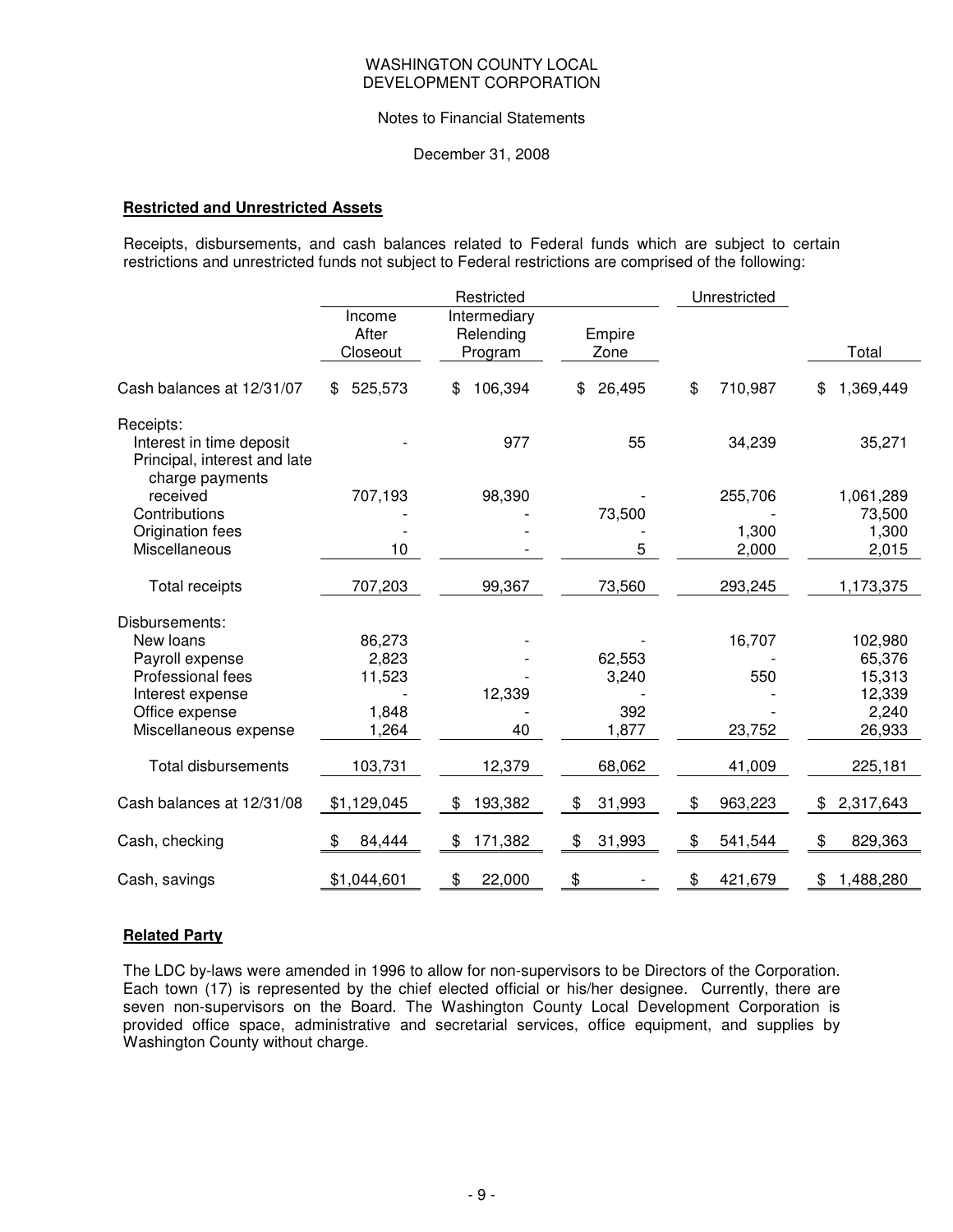WASHINGTON COUNTY LOCAL DEVELOPMENT CORPORATION

Notes to Financial Statements

December 31, 2008

**Restricted and Unrestricted Assets**

Receipts, disbursements, and cash balances related to Federal funds which are subject to certain restrictions and unrestricted funds not subject to Federal restrictions are comprised of the following:

| | Restricted | | | Unrestricted | |
|---|---|---|---|---|---|
| | Income After Closeout | Intermediary Relending Program | Empire Zone | | Total |
| Cash balances at 12/31/07 | $ 525,573 | $ 106,394 | $ 26,495 | $ 710,987 | $ 1,369,449 |
| Receipts: | | | | | |
| Interest in time deposit | - | 977 | 55 | 34,239 | 35,271 |
| Principal, interest and late charge payments received | 707,193 | 98,390 | - | 255,706 | 1,061,289 |
| Contributions | - | - | 73,500 | - | 73,500 |
| Origination fees | - | - | - | 1,300 | 1,300 |
| Miscellaneous | 10 | - | 5 | 2,000 | 2,015 |
| Total receipts | 707,203 | 99,367 | 73,560 | 293,245 | 1,173,375 |
| Disbursements: | | | | | |
| New loans | 86,273 | - | - | 16,707 | 102,980 |
| Payroll expense | 2,823 | - | 62,553 | - | 65,376 |
| Professional fees | 11,523 | - | 3,240 | 550 | 15,313 |
| Interest expense | - | 12,339 | - | - | 12,339 |
| Office expense | 1,848 | - | 392 | - | 2,240 |
| Miscellaneous expense | 1,264 | 40 | 1,877 | 23,752 | 26,933 |
| Total disbursements | 103,731 | 12,379 | 68,062 | 41,009 | 225,181 |
| Cash balances at 12/31/08 | $1,129,045 | $ 193,382 | $ 31,993 | $ 963,223 | $ 2,317,643 |
| Cash, checking | $ 84,444 | $ 171,382 | $ 31,993 | $ 541,544 | $ 829,363 |
| Cash, savings | $1,044,601 | $ 22,000 | $ - | $ 421,679 | $ 1,488,280 |

**Related Party**

The LDC by-laws were amended in 1996 to allow for non-supervisors to be Directors of the Corporation. Each town (17) is represented by the chief elected official or his/her designee. Currently, there are seven non-supervisors on the Board. The Washington County Local Development Corporation is provided office space, administrative and secretarial services, office equipment, and supplies by Washington County without charge.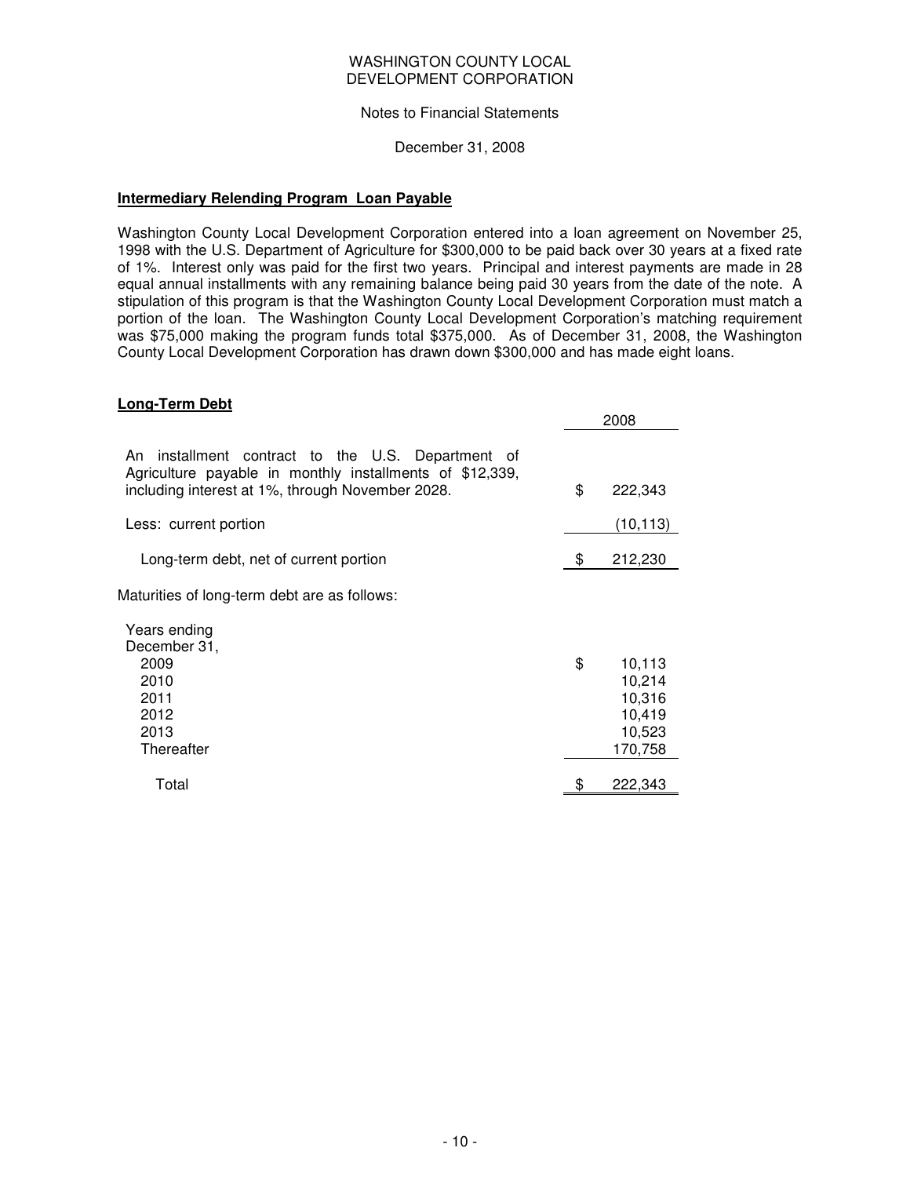WASHINGTON COUNTY LOCAL
DEVELOPMENT CORPORATION

Notes to Financial Statements

December 31, 2008

**Intermediary Relending Program Loan Payable**

Washington County Local Development Corporation entered into a loan agreement on November 25, 1998 with the U.S. Department of Agriculture for $300,000 to be paid back over 30 years at a fixed rate of 1%. Interest only was paid for the first two years. Principal and interest payments are made in 28 equal annual installments with any remaining balance being paid 30 years from the date of the note. A stipulation of this program is that the Washington County Local Development Corporation must match a portion of the loan. The Washington County Local Development Corporation's matching requirement was $75,000 making the program funds total $375,000. As of December 31, 2008, the Washington County Local Development Corporation has drawn down $300,000 and has made eight loans.

**Long-Term Debt**

| | 2008 |
|---|---|
| An installment contract to the U.S. Department of Agriculture payable in monthly installments of $12,339, including interest at 1%, through November 2028. | $ 222,343 |
| Less: current portion | (10,113) |
| Long-term debt, net of current portion | $ 212,230 |

Maturities of long-term debt are as follows:

| Years ending December 31, | |
|---|---|
| 2009 | $ 10,113 |
| 2010 | 10,214 |
| 2011 | 10,316 |
| 2012 | 10,419 |
| 2013 | 10,523 |
| Thereafter | 170,758 |
| Total | $ 222,343 |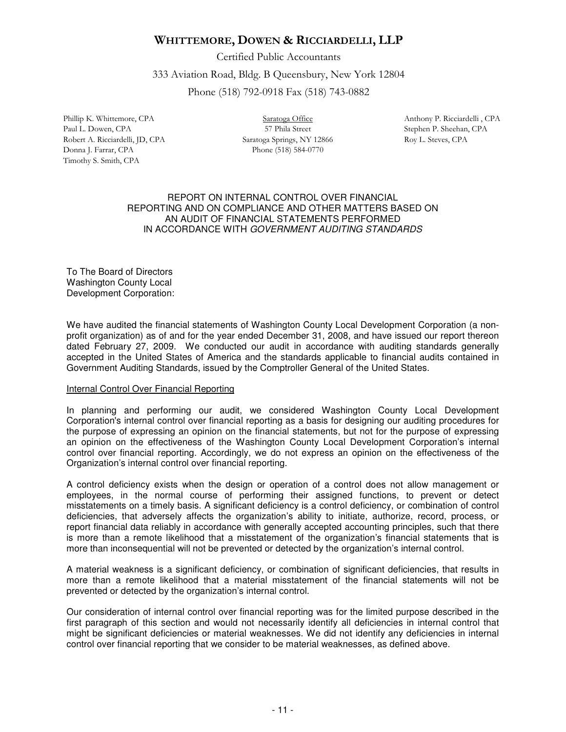# WHITTEMORE, DOWEN & RICCIARDELLI, LLP

Certified Public Accountants

333 Aviation Road, Bldg. B Queensbury, New York 12804

Phone (518) 792-0918 Fax (518) 743-0882

Phillip K. Whittemore, CPA
Paul L. Dowen, CPA
Robert A. Ricciardelli, JD, CPA
Donna J. Farrar, CPA
Timothy S. Smith, CPA

Saratoga Office
57 Phila Street
Saratoga Springs, NY 12866
Phone (518) 584-0770

Anthony P. Ricciardelli , CPA
Stephen P. Sheehan, CPA
Roy L. Steves, CPA

## REPORT ON INTERNAL CONTROL OVER FINANCIAL REPORTING AND ON COMPLIANCE AND OTHER MATTERS BASED ON AN AUDIT OF FINANCIAL STATEMENTS PERFORMED IN ACCORDANCE WITH *GOVERNMENT AUDITING STANDARDS*

To The Board of Directors
Washington County Local
Development Corporation:

We have audited the financial statements of Washington County Local Development Corporation (a non-profit organization) as of and for the year ended December 31, 2008, and have issued our report thereon dated February 27, 2009. We conducted our audit in accordance with auditing standards generally accepted in the United States of America and the standards applicable to financial audits contained in Government Auditing Standards, issued by the Comptroller General of the United States.

Internal Control Over Financial Reporting

In planning and performing our audit, we considered Washington County Local Development Corporation's internal control over financial reporting as a basis for designing our auditing procedures for the purpose of expressing an opinion on the financial statements, but not for the purpose of expressing an opinion on the effectiveness of the Washington County Local Development Corporation's internal control over financial reporting. Accordingly, we do not express an opinion on the effectiveness of the Organization's internal control over financial reporting.

A control deficiency exists when the design or operation of a control does not allow management or employees, in the normal course of performing their assigned functions, to prevent or detect misstatements on a timely basis. A significant deficiency is a control deficiency, or combination of control deficiencies, that adversely affects the organization's ability to initiate, authorize, record, process, or report financial data reliably in accordance with generally accepted accounting principles, such that there is more than a remote likelihood that a misstatement of the organization's financial statements that is more than inconsequential will not be prevented or detected by the organization's internal control.

A material weakness is a significant deficiency, or combination of significant deficiencies, that results in more than a remote likelihood that a material misstatement of the financial statements will not be prevented or detected by the organization's internal control.

Our consideration of internal control over financial reporting was for the limited purpose described in the first paragraph of this section and would not necessarily identify all deficiencies in internal control that might be significant deficiencies or material weaknesses. We did not identify any deficiencies in internal control over financial reporting that we consider to be material weaknesses, as defined above.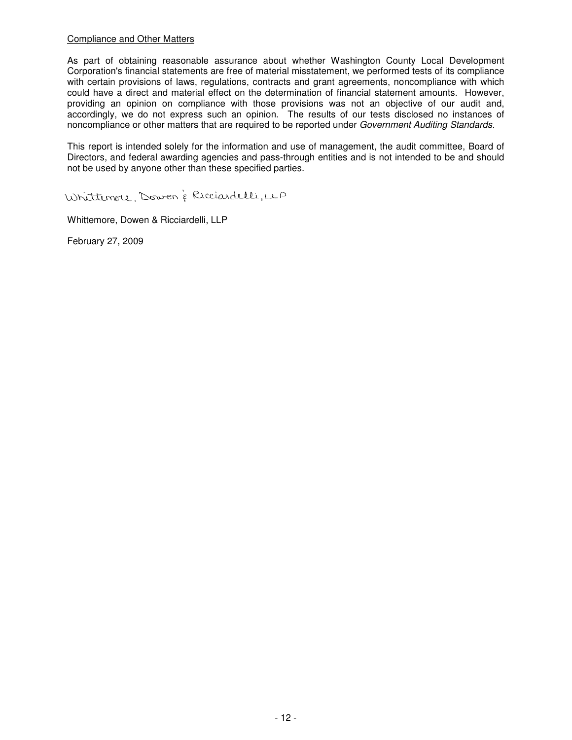Compliance and Other Matters

As part of obtaining reasonable assurance about whether Washington County Local Development Corporation's financial statements are free of material misstatement, we performed tests of its compliance with certain provisions of laws, regulations, contracts and grant agreements, noncompliance with which could have a direct and material effect on the determination of financial statement amounts. However, providing an opinion on compliance with those provisions was not an objective of our audit and, accordingly, we do not express such an opinion. The results of our tests disclosed no instances of noncompliance or other matters that are required to be reported under *Government Auditing Standards*.

This report is intended solely for the information and use of management, the audit committee, Board of Directors, and federal awarding agencies and pass-through entities and is not intended to be and should not be used by anyone other than these specified parties.

Whittemore, Dowen & Ricciardelli, LLP

Whittemore, Dowen & Ricciardelli, LLP

February 27, 2009